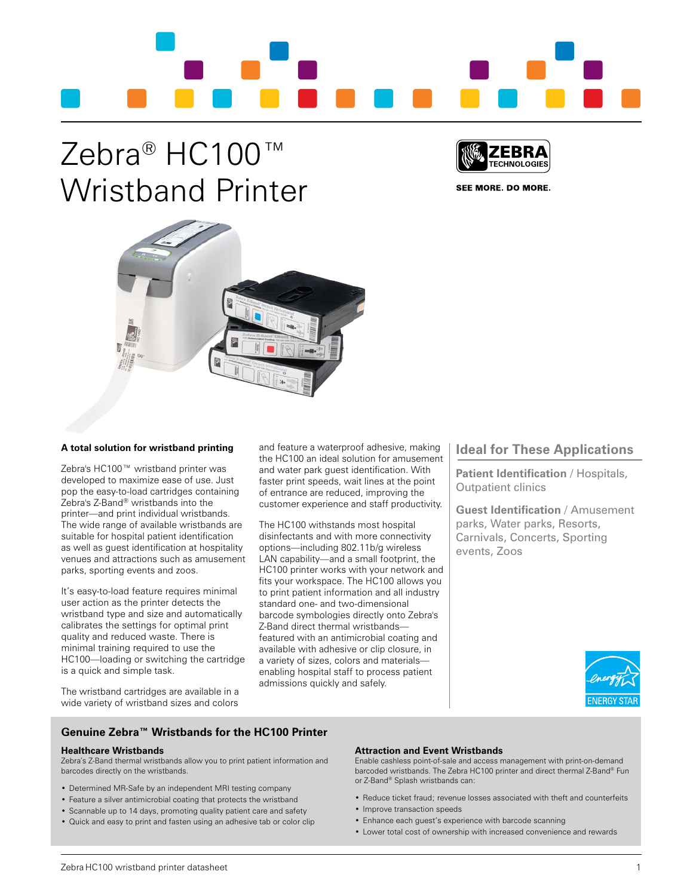# Zebra® HC100™ Wristband Printer

SEE MORE. DO MORE.

### A total solution for wristband printing

Zebra's HC100™ wristband printer was developed to maximize ease of use. Just pop the easy-to-load cartridges containing Zebra's Z-Band® wristbands into the printer—and print individual wristbands. The wide range of available wristbands are suitable for hospital patient identification as well as guest identification at hospitality venues and attractions such as amusement parks, sporting events and zoos.

It's easy-to-load feature requires minimal user action as the printer detects the wristband type and size and automatically calibrates the settings for optimal print quality and reduced waste. There is minimal training required to use the HC100—loading or switching the cartridge is a quick and simple task.

The wristband cartridges are available in a wide variety of wristband sizes and colors and feature a waterproof adhesive, making the HC100 an ideal solution for amusement and water park guest identification. With faster print speeds, wait lines at the point of entrance are reduced, improving the customer experience and staff productivity.

The HC100 withstands most hospital disinfectants and with more connectivity options—including 802.11b/g wireless LAN capability—and a small footprint, the HC100 printer works with your network and fits your workspace. The HC100 allows you to print patient information and all industry standard one- and two-dimensional barcode symbologies directly onto Zebra's Z-Band direct thermal wristbands—featured with an antimicrobial coating and available with adhesive or clip closure, in a variety of sizes, colors and materials—enabling hospital staff to process patient admissions quickly and safely.

## Ideal for These Applications

**Patient Identification** / Hospitals, Outpatient clinics

**Guest Identification** / Amusement parks, Water parks, Resorts, Carnivals, Concerts, Sporting events, Zoos

ENERGY STAR

## Genuine Zebra™ Wristbands for the HC100 Printer

### Healthcare Wristbands

Zebra's Z-Band thermal wristbands allow you to print patient information and barcodes directly on the wristbands.

- Determined MR-Safe by an independent MRI testing company
- Feature a silver antimicrobial coating that protects the wristband
- Scannable up to 14 days, promoting quality patient care and safety
- Quick and easy to print and fasten using an adhesive tab or color clip

### Attraction and Event Wristbands

Enable cashless point-of-sale and access management with print-on-demand barcoded wristbands. The Zebra HC100 printer and direct thermal Z-Band® Fun or Z-Band® Splash wristbands can:

- Reduce ticket fraud; revenue losses associated with theft and counterfeits
- Improve transaction speeds
- Enhance each guest's experience with barcode scanning
- Lower total cost of ownership with increased convenience and rewards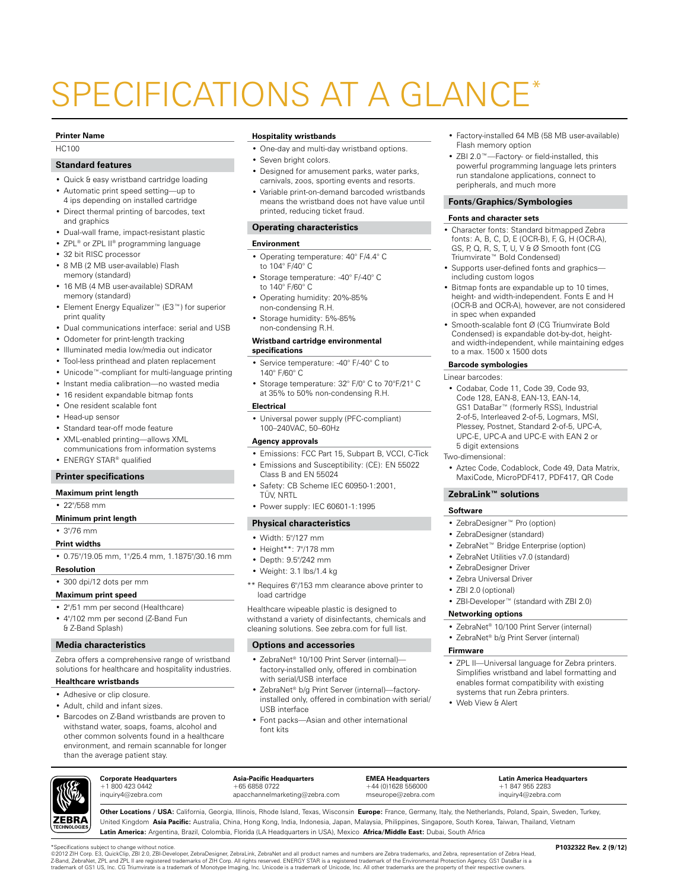# SPECIFICATIONS AT A GLANCE*

**Printer Name**

HC100

## Standard features

- Quick & easy wristband cartridge loading
- Automatic print speed setting—up to 4 ips depending on installed cartridge
- Direct thermal printing of barcodes, text and graphics
- Dual-wall frame, impact-resistant plastic
- ZPL® or ZPL II® programming language
- 32 bit RISC processor
- 8 MB (2 MB user-available) Flash memory (standard)
- 16 MB (4 MB user-available) SDRAM memory (standard)
- Element Energy Equalizer™ (E3™) for superior print quality
- Dual communications interface: serial and USB
- Odometer for print-length tracking
- Illuminated media low/media out indicator
- Tool-less printhead and platen replacement
- Unicode™-compliant for multi-language printing
- Instant media calibration—no wasted media
- 16 resident expandable bitmap fonts
- One resident scalable font
- Head-up sensor
- Standard tear-off mode feature
- XML-enabled printing—allows XML communications from information systems
- ENERGY STAR® qualified

## Printer specifications

**Maximum print length**

- 22"/558 mm

**Minimum print length**

- 3"/76 mm

**Print widths**

- 0.75"/19.05 mm, 1"/25.4 mm, 1.1875"/30.16 mm

**Resolution**

- 300 dpi/12 dots per mm

**Maximum print speed**

- 2"/51 mm per second (Healthcare)
- 4"/102 mm per second (Z-Band Fun & Z-Band Splash)

## Media characteristics

Zebra offers a comprehensive range of wristband solutions for healthcare and hospitality industries.

**Healthcare wristbands**

- Adhesive or clip closure.
- Adult, child and infant sizes.
- Barcodes on Z-Band wristbands are proven to withstand water, soaps, foams, alcohol and other common solvents found in a healthcare environment, and remain scannable for longer than the average patient stay.

**Hospitality wristbands**

- One-day and multi-day wristband options.
- Seven bright colors.
- Designed for amusement parks, water parks, carnivals, zoos, sporting events and resorts.
- Variable print-on-demand barcoded wristbands means the wristband does not have value until printed, reducing ticket fraud.

## Operating characteristics

**Environment**

- Operating temperature: 40° F/4.4° C to 104° F/40° C
- Storage temperature: -40° F/-40° C to 140° F/60° C
- Operating humidity: 20%-85% non-condensing R.H.
- Storage humidity: 5%-85% non-condensing R.H.

**Wristband cartridge environmental specifications**

- Service temperature: -40° F/-40° C to 140° F/60° C
- Storage temperature: 32° F/0° C to 70°F/21° C at 35% to 50% non-condensing R.H.

**Electrical**

- Universal power supply (PFC-compliant) 100–240VAC, 50–60Hz

**Agency approvals**

- Emissions: FCC Part 15, Subpart B, VCCI, C-Tick
- Emissions and Susceptibility: (CE): EN 55022 Class B and EN 55024
- Safety: CB Scheme IEC 60950-1:2001, TÜV, NRTL
- Power supply: IEC 60601-1:1995

## Physical characteristics

- Width: 5"/127 mm
- Height**: 7"/178 mm
- Depth: 9.5"/242 mm
- Weight: 3.1 lbs/1.4 kg

** Requires 6"/153 mm clearance above printer to load cartridge

Healthcare wipeable plastic is designed to withstand a variety of disinfectants, cleaning chemicals and cleaning solutions. See zebra.com for full list.

## Options and accessories

- ZebraNet® 10/100 Print Server (internal)—factory-installed only, offered in combination with serial/USB interface
- ZebraNet® b/g Print Server (internal)—factory-installed only, offered in combination with serial/USB interface
- Font packs—Asian and other international font kits
- Factory-installed 64 MB (58 MB user-available) Flash memory option
- ZBI 2.0™—Factory- or field-installed, this powerful programming language lets printers run standalone applications, connect to peripherals, and much more

## Fonts/Graphics/Symbologies

**Fonts and character sets**

- Character fonts: Standard bitmapped Zebra fonts: A, B, C, D, E (OCR-B), F, G, H (OCR-A), GS, P, Q, R, S, T, U, V & Ø Smooth font (CG Triumvirate™ Bold Condensed)
- Supports user-defined fonts and graphics—including custom logos
- Bitmap fonts are expandable up to 10 times, height- and width-independent. Fonts E and H (OCR-B and OCR-A), however, are not considered in spec when expanded
- Smooth-scalable font Ø (CG Triumvirate Bold Condensed) is expandable dot-by-dot, height- and width-independent, while maintaining edges to a max. 1500 x 1500 dots

**Barcode symbologies**

Linear barcodes:

- Codabar, Code 11, Code 39, Code 93, Code 128, EAN-8, EAN-13, EAN-14, GS1 DataBar™ (formerly RSS), Industrial 2-of-5, Interleaved 2-of-5, Logmars, MSI, Plessey, Postnet, Standard 2-of-5, UPC-A, UPC-E, UPC-A and UPC-E with EAN 2 or 5 digit extensions

Two-dimensional:

- Aztec Code, Codablock, Code 49, Data Matrix, MaxiCode, MicroPDF417, PDF417, QR Code

## ZebraLink™ solutions

**Software**

- ZebraDesigner™ Pro (option)
- ZebraDesigner (standard)
- ZebraNet™ Bridge Enterprise (option)
- ZebraNet Utilities v7.0 (standard)
- ZebraDesigner Driver
- Zebra Universal Driver
- ZBI 2.0 (optional)
- ZBI-Developer™ (standard with ZBI 2.0)

**Networking options**

- ZebraNet® 10/100 Print Server (internal)
- ZebraNet® b/g Print Server (internal)

**Firmware**

- ZPL II—Universal language for Zebra printers. Simplifies wristband and label formatting and enables format compatibility with existing systems that run Zebra printers.
- Web View & Alert

---

**Corporate Headquarters**
+1 800 423 0442
inquiry4@zebra.com

**Asia-Pacific Headquarters**
+65 6858 0722
apacchannelmarketing@zebra.com

**EMEA Headquarters**
+44 (0)1628 556000
mseurope@zebra.com

**Latin America Headquarters**
+1 847 955 2283
inquiry4@zebra.com

**Other Locations / USA:** California, Georgia, Illinois, Rhode Island, Texas, Wisconsin **Europe:** France, Germany, Italy, the Netherlands, Poland, Spain, Sweden, Turkey, United Kingdom **Asia Pacific:** Australia, China, Hong Kong, India, Indonesia, Japan, Malaysia, Philippines, Singapore, South Korea, Taiwan, Thailand, Vietnam **Latin America:** Argentina, Brazil, Colombia, Florida (LA Headquarters in USA), Mexico **Africa/Middle East:** Dubai, South Africa

*Specifications subject to change without notice.
©2012 ZIH Corp. E3, QuickClip, ZBI 2.0, ZBI-Developer, ZebraDesigner, ZebraLink, ZebraNet and all product names and numbers are Zebra trademarks, and Zebra, representation of Zebra Head, Z-Band, ZebraNet, ZPL and ZPL II are registered trademarks of ZIH Corp. All rights reserved. ENERGY STAR is a registered trademark of the Environmental Protection Agency. GS1 DataBar is a trademark of GS1 US, Inc. CG Triumvirate is a trademark of Monotype Imaging, Inc. Unicode is a trademark of Unicode, Inc. All other trademarks are the property of their respective owners.

P1032322 Rev. 2 (9/12)